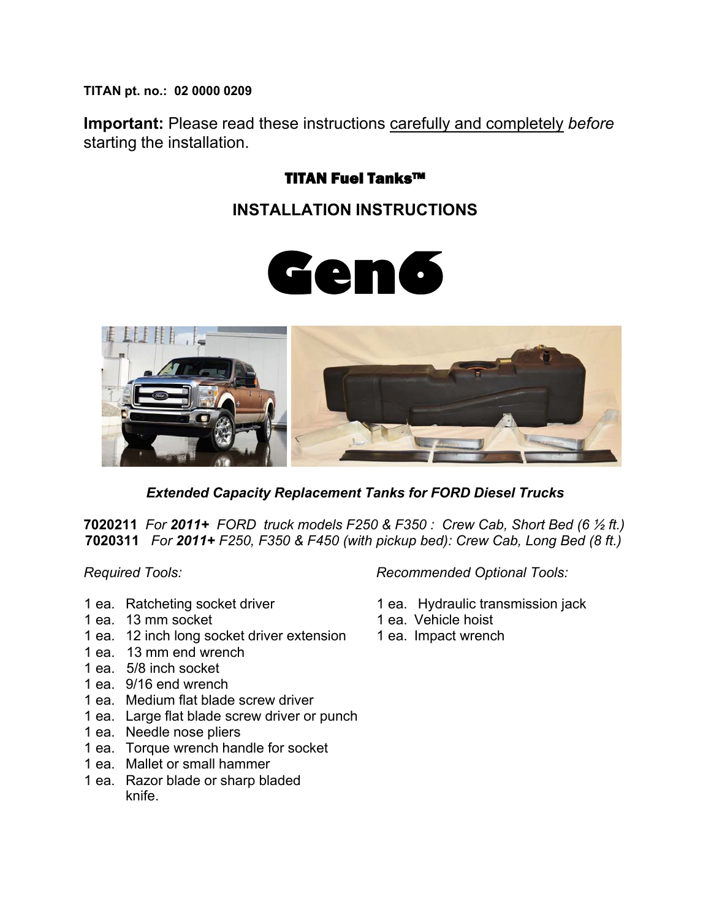**TITAN pt. no.: 02 0000 0209**

**Important:** Please read these instructions carefully and completely *before* starting the installation.

## TITAN Fuel Tanks™

## INSTALLATION INSTRUCTIONS

# Gen6

***Extended Capacity Replacement Tanks for FORD Diesel Trucks***

**7020211** *For **2011+** FORD truck models F250 & F350 : Crew Cab, Short Bed (6 ½ ft.)*
**7020311** *For **2011+** F250, F350 & F450 (with pickup bed): Crew Cab, Long Bed (8 ft.)*

*Required Tools:*

- 1 ea. Ratcheting socket driver
- 1 ea. 13 mm socket
- 1 ea. 12 inch long socket driver extension
- 1 ea. 13 mm end wrench
- 1 ea. 5/8 inch socket
- 1 ea. 9/16 end wrench
- 1 ea. Medium flat blade screw driver
- 1 ea. Large flat blade screw driver or punch
- 1 ea. Needle nose pliers
- 1 ea. Torque wrench handle for socket
- 1 ea. Mallet or small hammer
- 1 ea. Razor blade or sharp bladed knife.

*Recommended Optional Tools:*

- 1 ea. Hydraulic transmission jack
- 1 ea. Vehicle hoist
- 1 ea. Impact wrench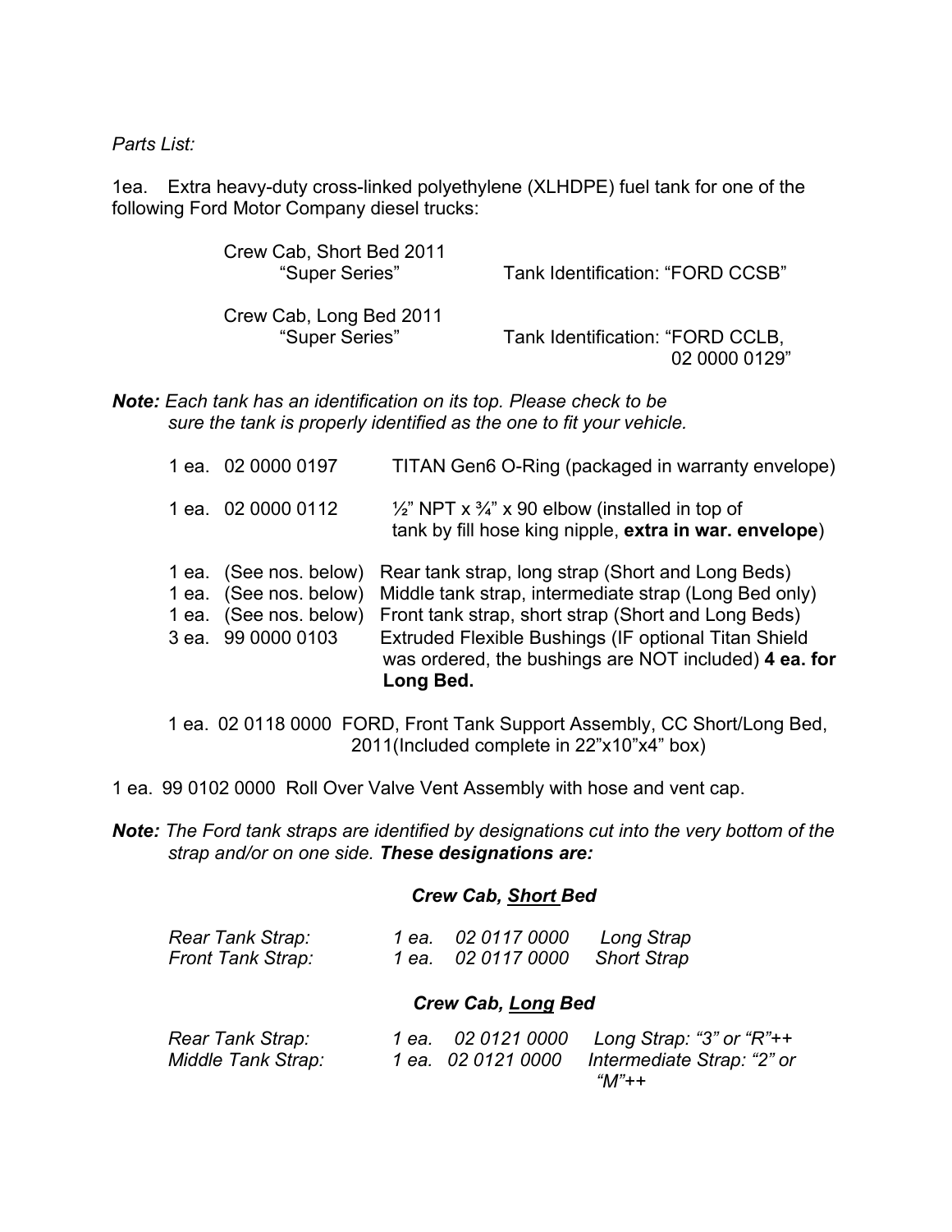*Parts List:*

1ea. Extra heavy-duty cross-linked polyethylene (XLHDPE) fuel tank for one of the following Ford Motor Company diesel trucks:

| | |
|---|---|
| Crew Cab, Short Bed 2011 "Super Series" | Tank Identification: "FORD CCSB" |
| Crew Cab, Long Bed 2011 "Super Series" | Tank Identification: "FORD CCLB, 02 0000 0129" |

***Note:*** *Each tank has an identification on its top. Please check to be sure the tank is properly identified as the one to fit your vehicle.*

| | | |
|---|---|---|
| 1 ea. | 02 0000 0197 | TITAN Gen6 O-Ring (packaged in warranty envelope) |
| 1 ea. | 02 0000 0112 | ½" NPT x ¾" x 90 elbow (installed in top of tank by fill hose king nipple, **extra in war. envelope**) |
| 1 ea. | (See nos. below) | Rear tank strap, long strap (Short and Long Beds) |
| 1 ea. | (See nos. below) | Middle tank strap, intermediate strap (Long Bed only) |
| 1 ea. | (See nos. below) | Front tank strap, short strap (Short and Long Beds) |
| 3 ea. | 99 0000 0103 | Extruded Flexible Bushings (IF optional Titan Shield was ordered, the bushings are NOT included) **4 ea. for Long Bed.** |

1 ea. 02 0118 0000 FORD, Front Tank Support Assembly, CC Short/Long Bed, 2011(Included complete in 22"x10"x4" box)

1 ea. 99 0102 0000 Roll Over Valve Vent Assembly with hose and vent cap.

***Note:*** *The Ford tank straps are identified by designations cut into the very bottom of the strap and/or on one side.* ***These designations are:***

***Crew Cab, Short Bed***

| | | | |
|---|---|---|---|
| *Rear Tank Strap:* | *1 ea.* | *02 0117 0000* | *Long Strap* |
| *Front Tank Strap:* | *1 ea.* | *02 0117 0000* | *Short Strap* |

***Crew Cab, Long Bed***

| | | | |
|---|---|---|---|
| *Rear Tank Strap:* | *1 ea.* | *02 0121 0000* | *Long Strap: "3" or "R"++* |
| *Middle Tank Strap:* | *1 ea.* | *02 0121 0000* | *Intermediate Strap: "2" or "M"++* |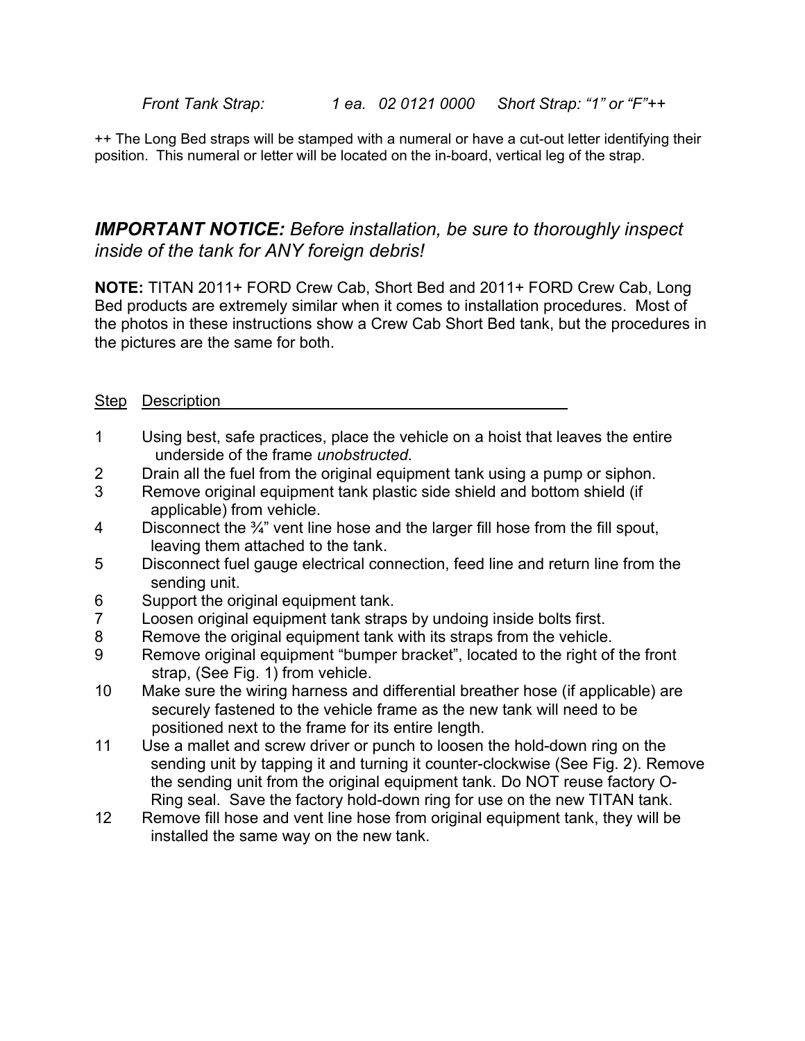*Front Tank Strap:* *1 ea. 02 0121 0000* *Short Strap: "1" or "F"++*

++ The Long Bed straps will be stamped with a numeral or have a cut-out letter identifying their position. This numeral or letter will be located on the in-board, vertical leg of the strap.

## ***IMPORTANT NOTICE:*** *Before installation, be sure to thoroughly inspect inside of the tank for ANY foreign debris!*

**NOTE:** TITAN 2011+ FORD Crew Cab, Short Bed and 2011+ FORD Crew Cab, Long Bed products are extremely similar when it comes to installation procedures. Most of the photos in these instructions show a Crew Cab Short Bed tank, but the procedures in the pictures are the same for both.

| Step | Description |
|---|---|
| 1 | Using best, safe practices, place the vehicle on a hoist that leaves the entire underside of the frame *unobstructed.* |
| 2 | Drain all the fuel from the original equipment tank using a pump or siphon. |
| 3 | Remove original equipment tank plastic side shield and bottom shield (if applicable) from vehicle. |
| 4 | Disconnect the ¾" vent line hose and the larger fill hose from the fill spout, leaving them attached to the tank. |
| 5 | Disconnect fuel gauge electrical connection, feed line and return line from the sending unit. |
| 6 | Support the original equipment tank. |
| 7 | Loosen original equipment tank straps by undoing inside bolts first. |
| 8 | Remove the original equipment tank with its straps from the vehicle. |
| 9 | Remove original equipment "bumper bracket", located to the right of the front strap, (See Fig. 1) from vehicle. |
| 10 | Make sure the wiring harness and differential breather hose (if applicable) are securely fastened to the vehicle frame as the new tank will need to be positioned next to the frame for its entire length. |
| 11 | Use a mallet and screw driver or punch to loosen the hold-down ring on the sending unit by tapping it and turning it counter-clockwise (See Fig. 2). Remove the sending unit from the original equipment tank. Do NOT reuse factory O-Ring seal. Save the factory hold-down ring for use on the new TITAN tank. |
| 12 | Remove fill hose and vent line hose from original equipment tank, they will be installed the same way on the new tank. |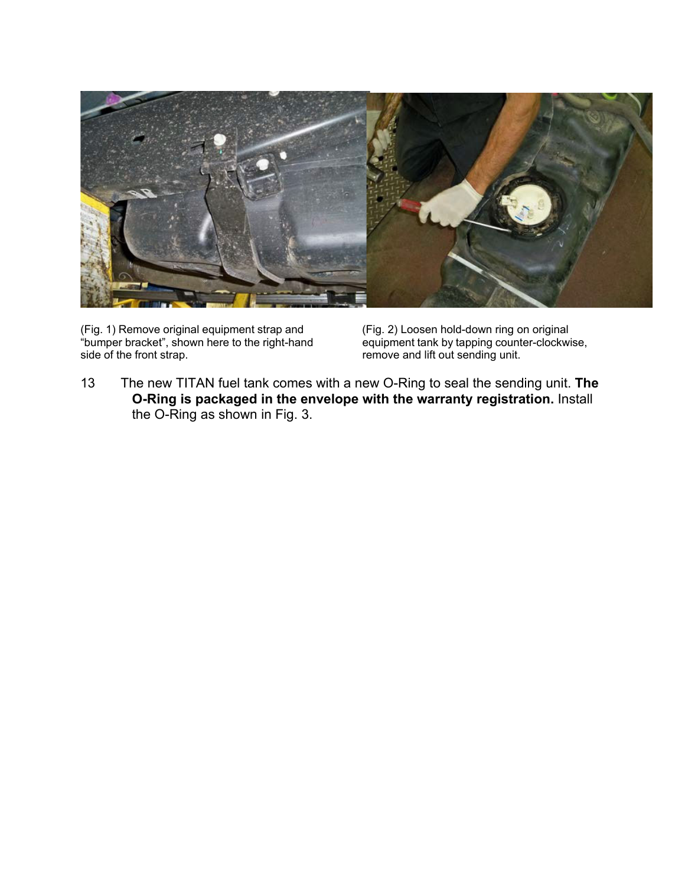(Fig. 1) Remove original equipment strap and "bumper bracket", shown here to the right-hand side of the front strap.

(Fig. 2) Loosen hold-down ring on original equipment tank by tapping counter-clockwise, remove and lift out sending unit.

13 The new TITAN fuel tank comes with a new O-Ring to seal the sending unit. **The O-Ring is packaged in the envelope with the warranty registration.** Install the O-Ring as shown in Fig. 3.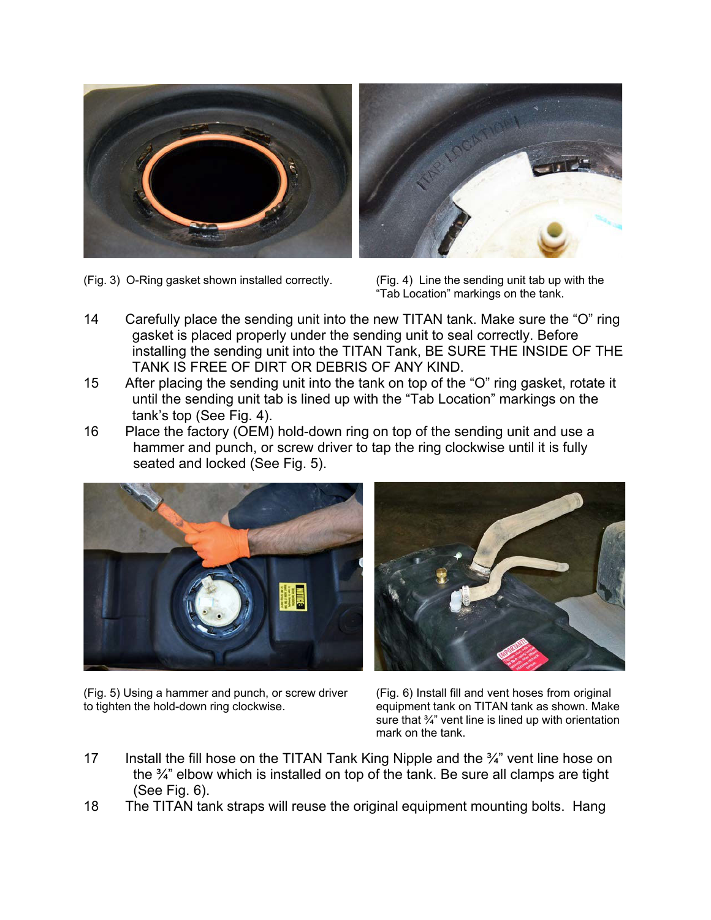(Fig. 3) O-Ring gasket shown installed correctly.

(Fig. 4) Line the sending unit tab up with the "Tab Location" markings on the tank.

14 Carefully place the sending unit into the new TITAN tank. Make sure the "O" ring gasket is placed properly under the sending unit to seal correctly. Before installing the sending unit into the TITAN Tank, BE SURE THE INSIDE OF THE TANK IS FREE OF DIRT OR DEBRIS OF ANY KIND.

15 After placing the sending unit into the tank on top of the "O" ring gasket, rotate it until the sending unit tab is lined up with the "Tab Location" markings on the tank's top (See Fig. 4).

16 Place the factory (OEM) hold-down ring on top of the sending unit and use a hammer and punch, or screw driver to tap the ring clockwise until it is fully seated and locked (See Fig. 5).

(Fig. 5) Using a hammer and punch, or screw driver to tighten the hold-down ring clockwise.

(Fig. 6) Install fill and vent hoses from original equipment tank on TITAN tank as shown. Make sure that ¾" vent line is lined up with orientation mark on the tank.

17 Install the fill hose on the TITAN Tank King Nipple and the ¾" vent line hose on the ¾" elbow which is installed on top of the tank. Be sure all clamps are tight (See Fig. 6).

18 The TITAN tank straps will reuse the original equipment mounting bolts. Hang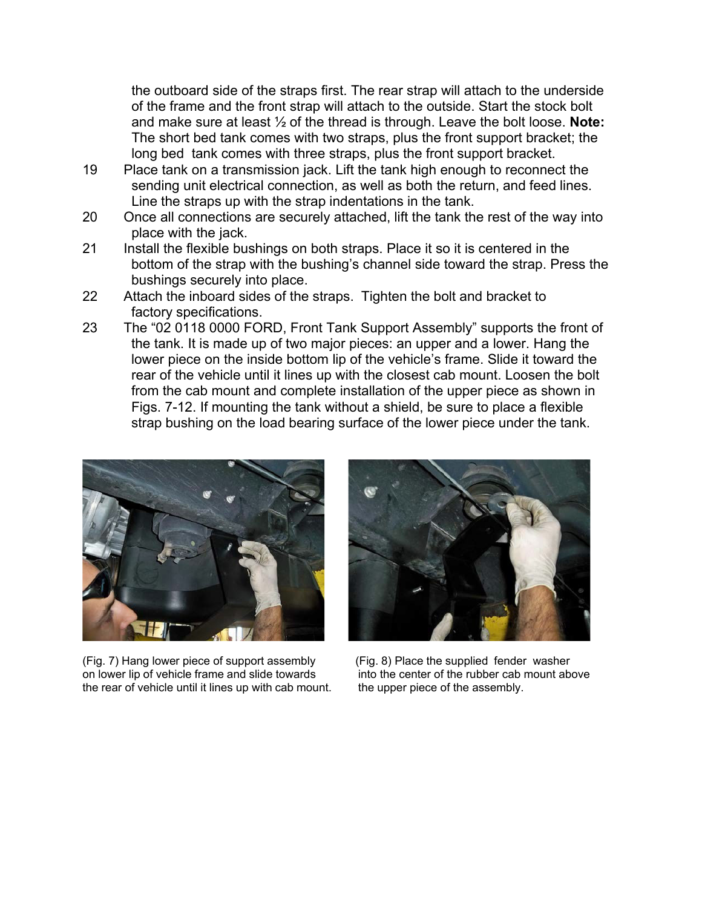the outboard side of the straps first. The rear strap will attach to the underside of the frame and the front strap will attach to the outside. Start the stock bolt and make sure at least ½ of the thread is through. Leave the bolt loose. **Note:** The short bed tank comes with two straps, plus the front support bracket; the long bed tank comes with three straps, plus the front support bracket.

19 Place tank on a transmission jack. Lift the tank high enough to reconnect the sending unit electrical connection, as well as both the return, and feed lines. Line the straps up with the strap indentations in the tank.

20 Once all connections are securely attached, lift the tank the rest of the way into place with the jack.

21 Install the flexible bushings on both straps. Place it so it is centered in the bottom of the strap with the bushing's channel side toward the strap. Press the bushings securely into place.

22 Attach the inboard sides of the straps. Tighten the bolt and bracket to factory specifications.

23 The "02 0118 0000 FORD, Front Tank Support Assembly" supports the front of the tank. It is made up of two major pieces: an upper and a lower. Hang the lower piece on the inside bottom lip of the vehicle's frame. Slide it toward the rear of the vehicle until it lines up with the closest cab mount. Loosen the bolt from the cab mount and complete installation of the upper piece as shown in Figs. 7-12. If mounting the tank without a shield, be sure to place a flexible strap bushing on the load bearing surface of the lower piece under the tank.

(Fig. 7) Hang lower piece of support assembly on lower lip of vehicle frame and slide towards the rear of vehicle until it lines up with cab mount.

(Fig. 8) Place the supplied fender washer into the center of the rubber cab mount above the upper piece of the assembly.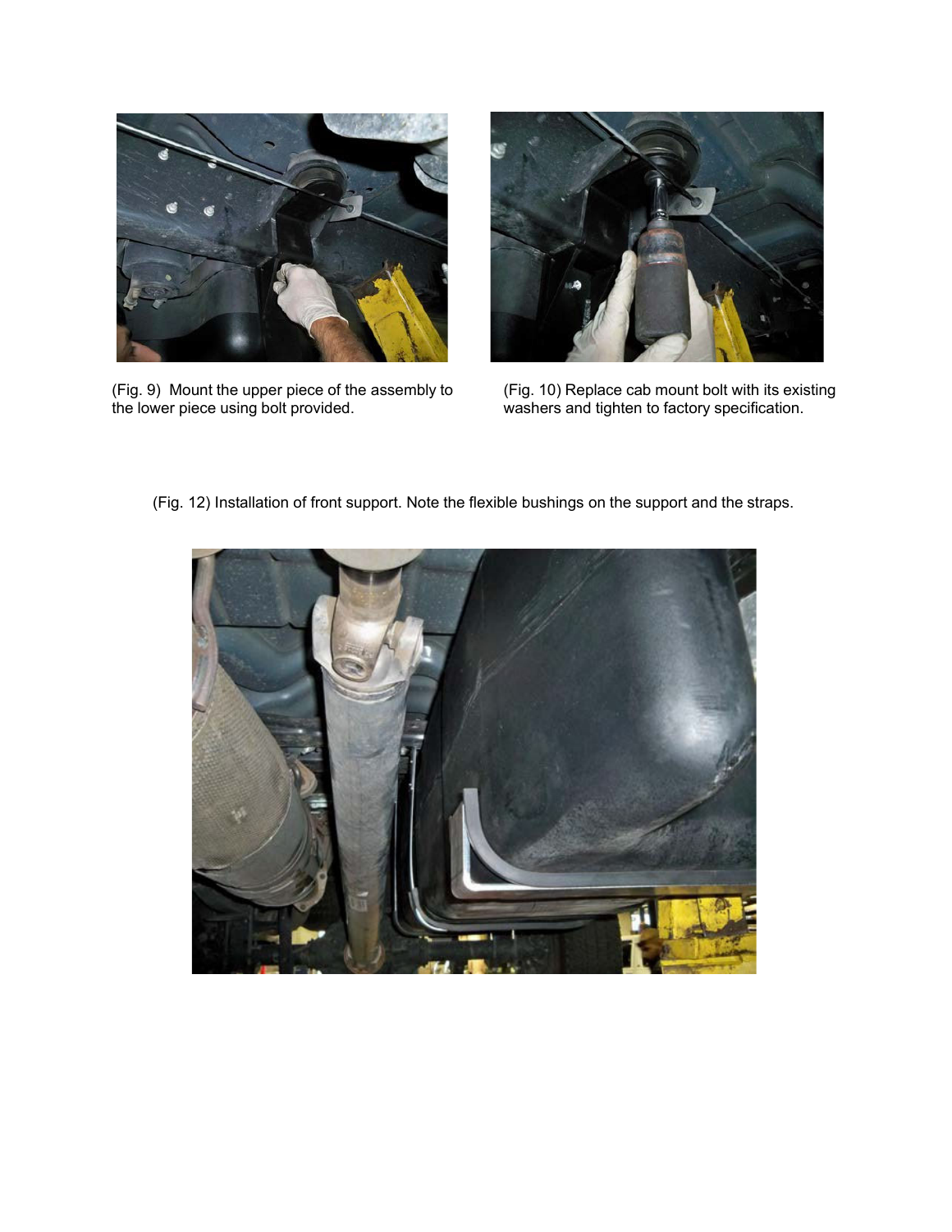(Fig. 9) Mount the upper piece of the assembly to the lower piece using bolt provided.

(Fig. 10) Replace cab mount bolt with its existing washers and tighten to factory specification.

(Fig. 12) Installation of front support. Note the flexible bushings on the support and the straps.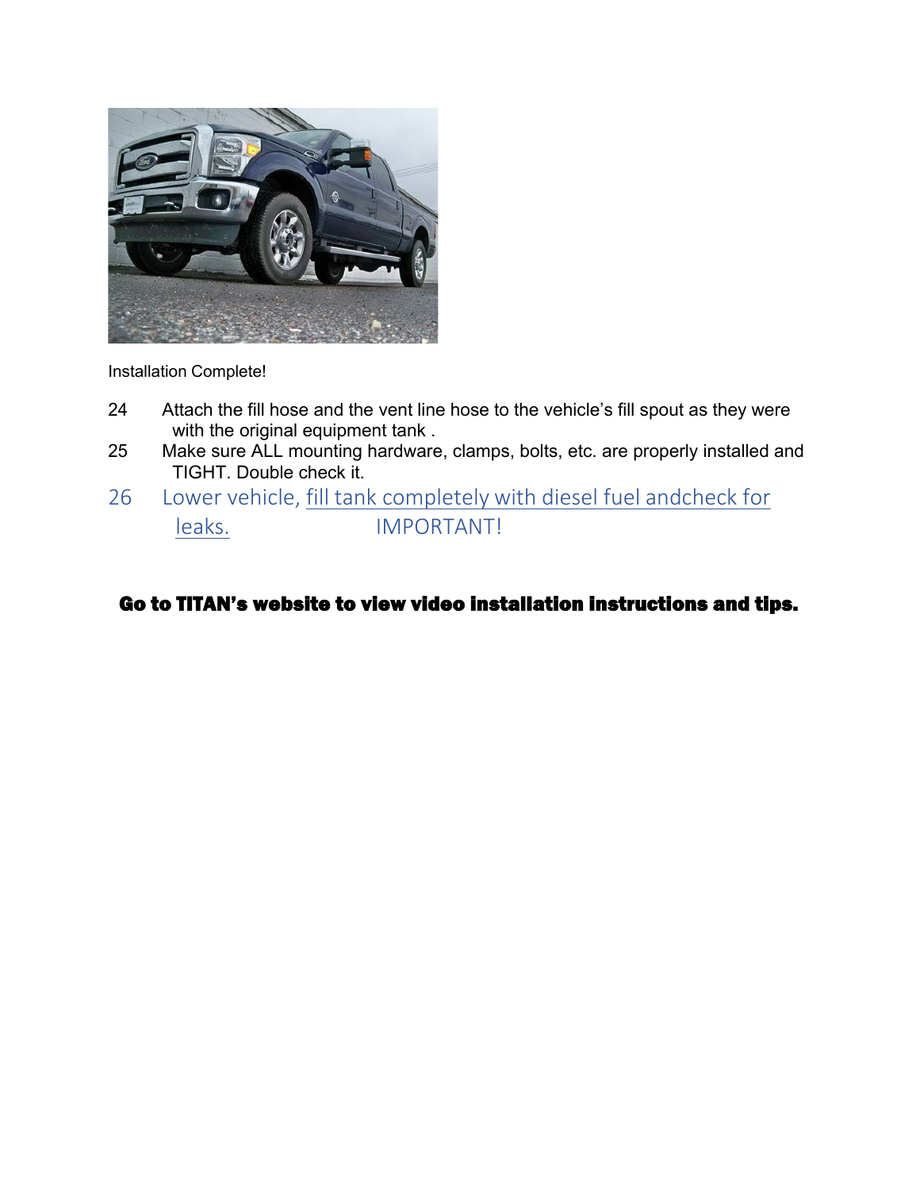Installation Complete!

24 Attach the fill hose and the vent line hose to the vehicle's fill spout as they were with the original equipment tank .

25 Make sure ALL mounting hardware, clamps, bolts, etc. are properly installed and TIGHT. Double check it.

26 Lower vehicle, fill tank completely with diesel fuel andcheck for leaks. IMPORTANT!

**Go to TITAN's website to view video installation instructions and tips.**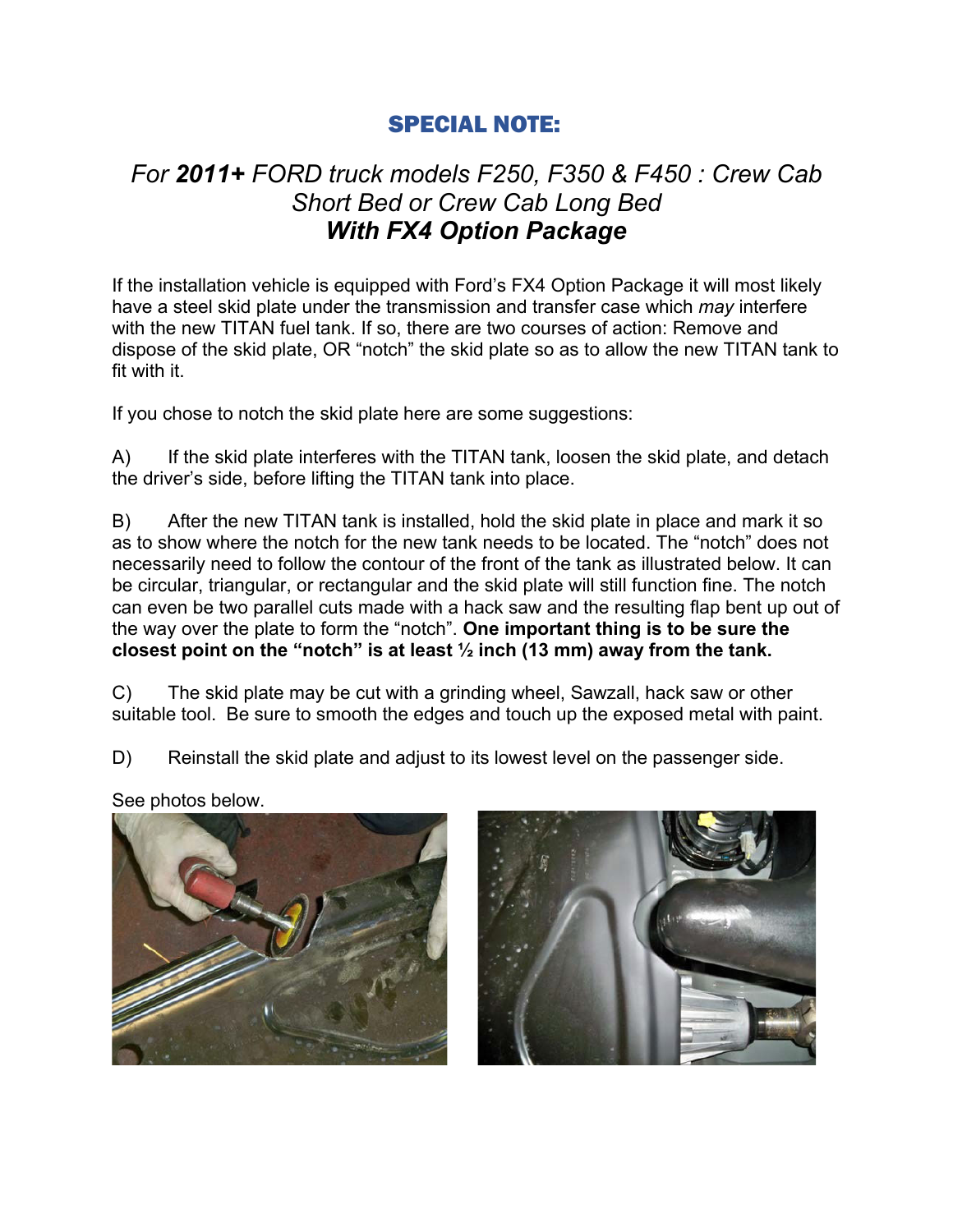# SPECIAL NOTE:

## *For **2011+** FORD truck models F250, F350 & F450 : Crew Cab Short Bed or Crew Cab Long Bed* ***With FX4 Option Package***

If the installation vehicle is equipped with Ford's FX4 Option Package it will most likely have a steel skid plate under the transmission and transfer case which *may* interfere with the new TITAN fuel tank. If so, there are two courses of action: Remove and dispose of the skid plate, OR "notch" the skid plate so as to allow the new TITAN tank to fit with it.

If you chose to notch the skid plate here are some suggestions:

A) If the skid plate interferes with the TITAN tank, loosen the skid plate, and detach the driver's side, before lifting the TITAN tank into place.

B) After the new TITAN tank is installed, hold the skid plate in place and mark it so as to show where the notch for the new tank needs to be located. The "notch" does not necessarily need to follow the contour of the front of the tank as illustrated below. It can be circular, triangular, or rectangular and the skid plate will still function fine. The notch can even be two parallel cuts made with a hack saw and the resulting flap bent up out of the way over the plate to form the "notch". **One important thing is to be sure the closest point on the "notch" is at least ½ inch (13 mm) away from the tank.**

C) The skid plate may be cut with a grinding wheel, Sawzall, hack saw or other suitable tool. Be sure to smooth the edges and touch up the exposed metal with paint.

D) Reinstall the skid plate and adjust to its lowest level on the passenger side.

See photos below.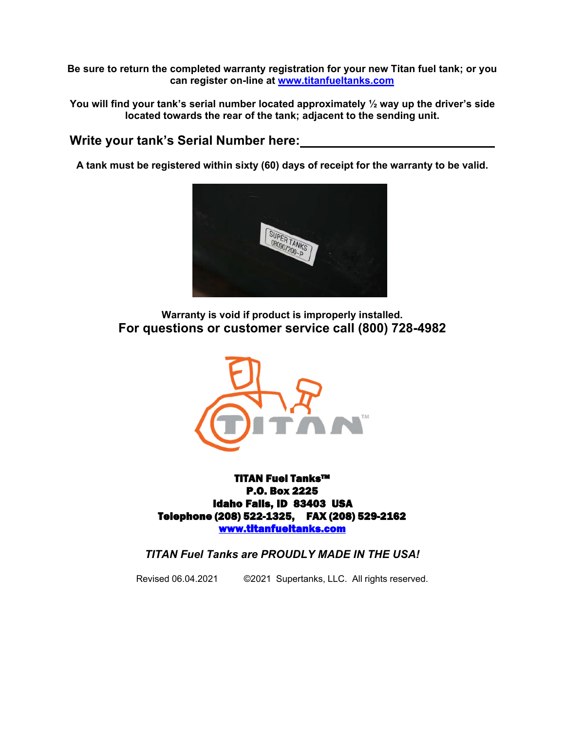**Be sure to return the completed warranty registration for your new Titan fuel tank; or you can register on-line at [www.titanfueltanks.com](http://www.titanfueltanks.com)**

**You will find your tank's serial number located approximately ½ way up the driver's side located towards the rear of the tank; adjacent to the sending unit.**

## Write your tank's Serial Number here:___________________________

**A tank must be registered within sixty (60) days of receipt for the warranty to be valid.**

**Warranty is void if product is improperly installed.**

## For questions or customer service call (800) 728-4982

**TITAN Fuel Tanks™**
**P.O. Box 2225**
**Idaho Falls, ID 83403 USA**
**Telephone (208) 522-1325, FAX (208) 529-2162**
**[www.titanfueltanks.com](http://www.titanfueltanks.com)**

***TITAN Fuel Tanks are PROUDLY MADE IN THE USA!***

Revised 06.04.2021 ©2021 Supertanks, LLC. All rights reserved.